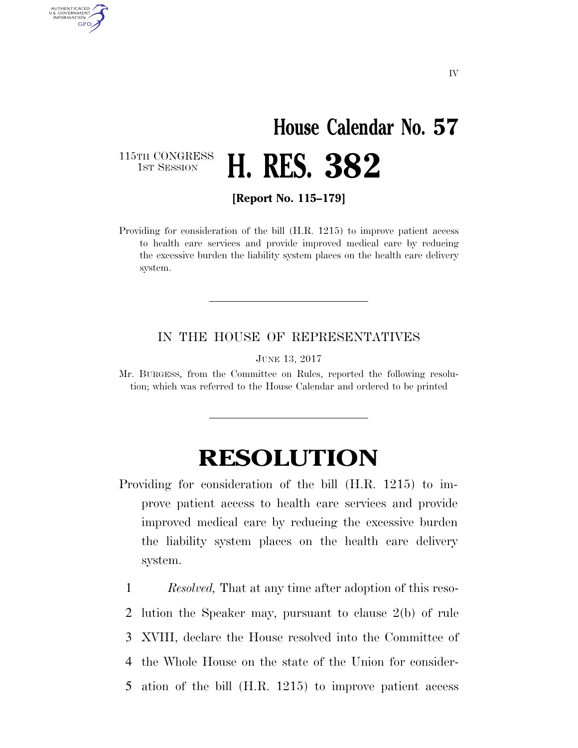# House Calendar No. 57

115TH CONGRESS
1ST SESSION

# H. RES. 382

**[Report No. 115–179]**

Providing for consideration of the bill (H.R. 1215) to improve patient access to health care services and provide improved medical care by reducing the excessive burden the liability system places on the health care delivery system.

---

IN THE HOUSE OF REPRESENTATIVES

JUNE 13, 2017

Mr. BURGESS, from the Committee on Rules, reported the following resolution; which was referred to the House Calendar and ordered to be printed

---

# RESOLUTION

Providing for consideration of the bill (H.R. 1215) to improve patient access to health care services and provide improved medical care by reducing the excessive burden the liability system places on the health care delivery system.

1 *Resolved,* That at any time after adoption of this reso-
2 lution the Speaker may, pursuant to clause 2(b) of rule
3 XVIII, declare the House resolved into the Committee of
4 the Whole House on the state of the Union for consider-
5 ation of the bill (H.R. 1215) to improve patient access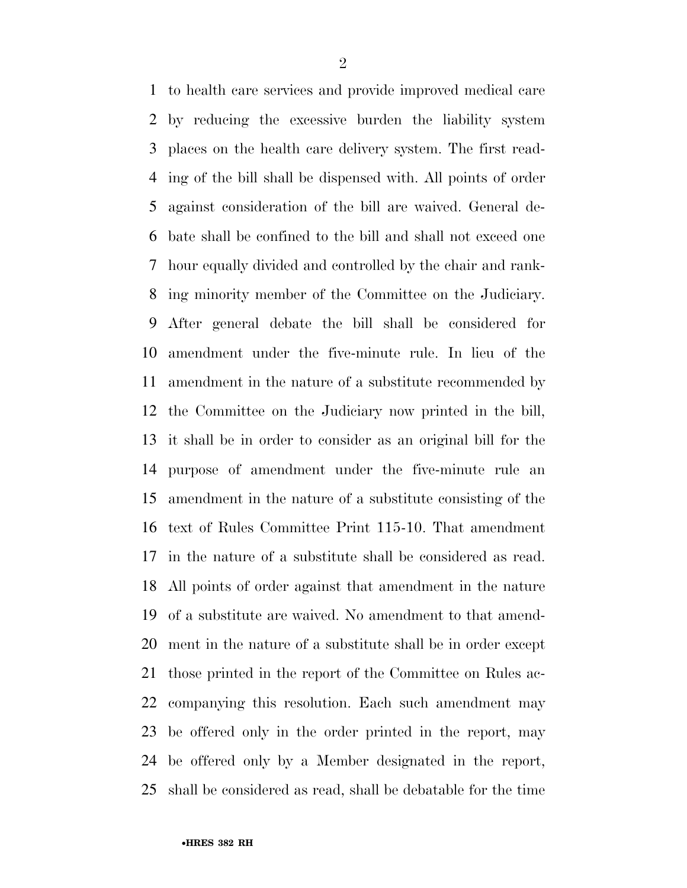to health care services and provide improved medical care by reducing the excessive burden the liability system places on the health care delivery system. The first reading of the bill shall be dispensed with. All points of order against consideration of the bill are waived. General debate shall be confined to the bill and shall not exceed one hour equally divided and controlled by the chair and ranking minority member of the Committee on the Judiciary. After general debate the bill shall be considered for amendment under the five-minute rule. In lieu of the amendment in the nature of a substitute recommended by the Committee on the Judiciary now printed in the bill, it shall be in order to consider as an original bill for the purpose of amendment under the five-minute rule an amendment in the nature of a substitute consisting of the text of Rules Committee Print 115-10. That amendment in the nature of a substitute shall be considered as read. All points of order against that amendment in the nature of a substitute are waived. No amendment to that amendment in the nature of a substitute shall be in order except those printed in the report of the Committee on Rules accompanying this resolution. Each such amendment may be offered only in the order printed in the report, may be offered only by a Member designated in the report, shall be considered as read, shall be debatable for the time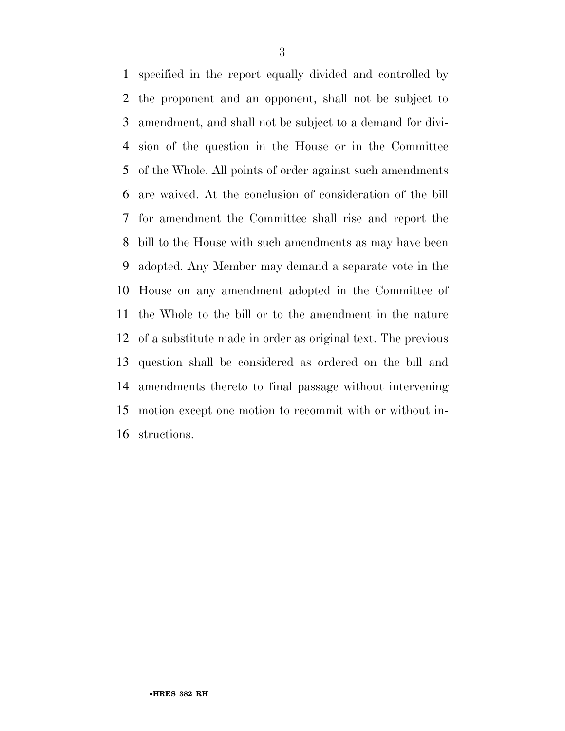specified in the report equally divided and controlled by the proponent and an opponent, shall not be subject to amendment, and shall not be subject to a demand for division of the question in the House or in the Committee of the Whole. All points of order against such amendments are waived. At the conclusion of consideration of the bill for amendment the Committee shall rise and report the bill to the House with such amendments as may have been adopted. Any Member may demand a separate vote in the House on any amendment adopted in the Committee of the Whole to the bill or to the amendment in the nature of a substitute made in order as original text. The previous question shall be considered as ordered on the bill and amendments thereto to final passage without intervening motion except one motion to recommit with or without instructions.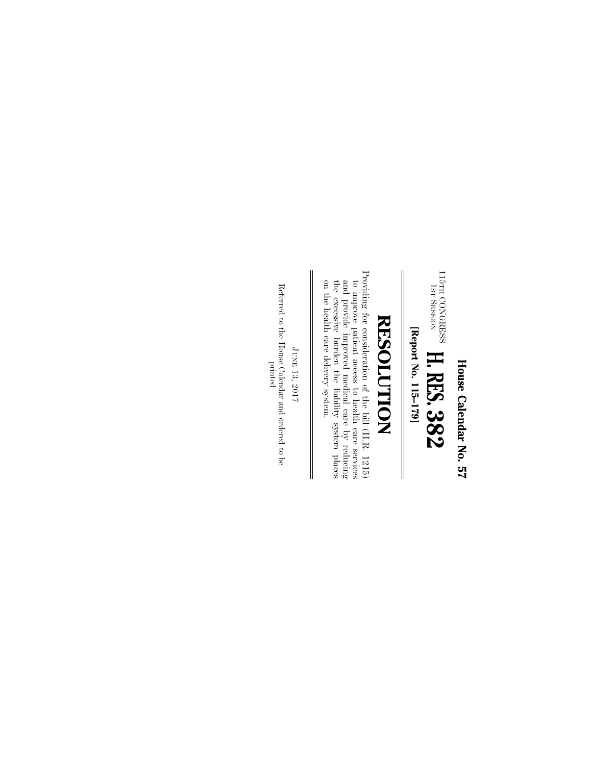**House Calendar No. 57**

115TH CONGRESS
1ST SESSION

# H. RES. 382

**[Report No. 115–179]**

# RESOLUTION

Providing for consideration of the bill (H.R. 1215) to improve patient access to health care services and provide improved medical care by reducing the excessive burden the liability system places on the health care delivery system.

JUNE 13, 2017

Referred to the House Calendar and ordered to be printed